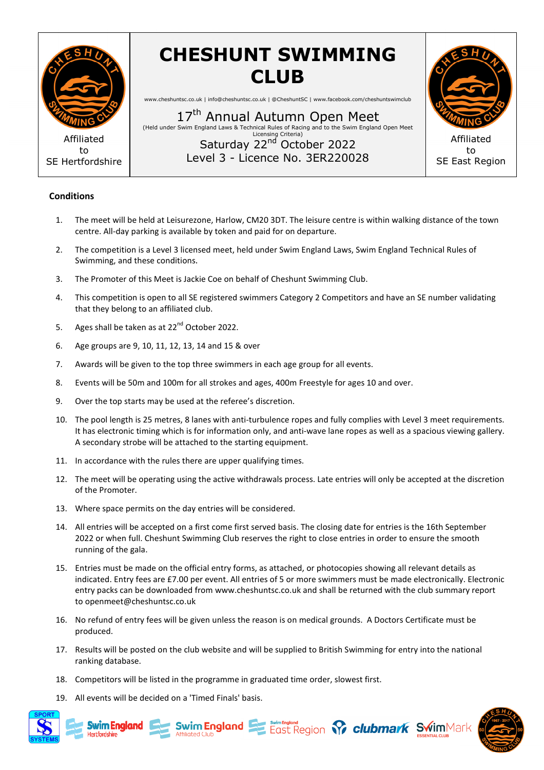Affiliated to SE Hertfordshire

# CHESHUNT SWIMMING CLUB

www.cheshuntsc.co.uk | info@cheshuntsc.co.uk | @CheshuntSC | www.facebook.com/cheshuntswimclub

## 17th Annual Autumn Open Meet

(Held under Swim England Laws & Technical Rules of Racing and to the Swim England Open Meet Licensing Criteria)

Saturday 22nd October 2022

Level 3 - Licence No. 3ER220028

Affiliated to SE East Region

### Conditions

1. The meet will be held at Leisurezone, Harlow, CM20 3DT. The leisure centre is within walking distance of the town centre. All-day parking is available by token and paid for on departure.
2. The competition is a Level 3 licensed meet, held under Swim England Laws, Swim England Technical Rules of Swimming, and these conditions.
3. The Promoter of this Meet is Jackie Coe on behalf of Cheshunt Swimming Club.
4. This competition is open to all SE registered swimmers Category 2 Competitors and have an SE number validating that they belong to an affiliated club.
5. Ages shall be taken as at 22nd October 2022.
6. Age groups are 9, 10, 11, 12, 13, 14 and 15 & over
7. Awards will be given to the top three swimmers in each age group for all events.
8. Events will be 50m and 100m for all strokes and ages, 400m Freestyle for ages 10 and over.
9. Over the top starts may be used at the referee's discretion.
10. The pool length is 25 metres, 8 lanes with anti-turbulence ropes and fully complies with Level 3 meet requirements. It has electronic timing which is for information only, and anti-wave lane ropes as well as a spacious viewing gallery. A secondary strobe will be attached to the starting equipment.
11. In accordance with the rules there are upper qualifying times.
12. The meet will be operating using the active withdrawals process. Late entries will only be accepted at the discretion of the Promoter.
13. Where space permits on the day entries will be considered.
14. All entries will be accepted on a first come first served basis. The closing date for entries is the 16th September 2022 or when full. Cheshunt Swimming Club reserves the right to close entries in order to ensure the smooth running of the gala.
15. Entries must be made on the official entry forms, as attached, or photocopies showing all relevant details as indicated. Entry fees are £7.00 per event. All entries of 5 or more swimmers must be made electronically. Electronic entry packs can be downloaded from www.cheshuntsc.co.uk and shall be returned with the club summary report to openmeet@cheshuntsc.co.uk
16. No refund of entry fees will be given unless the reason is on medical grounds. A Doctors Certificate must be produced.
17. Results will be posted on the club website and will be supplied to British Swimming for entry into the national ranking database.
18. Competitors will be listed in the programme in graduated time order, slowest first.
19. All events will be decided on a 'Timed Finals' basis.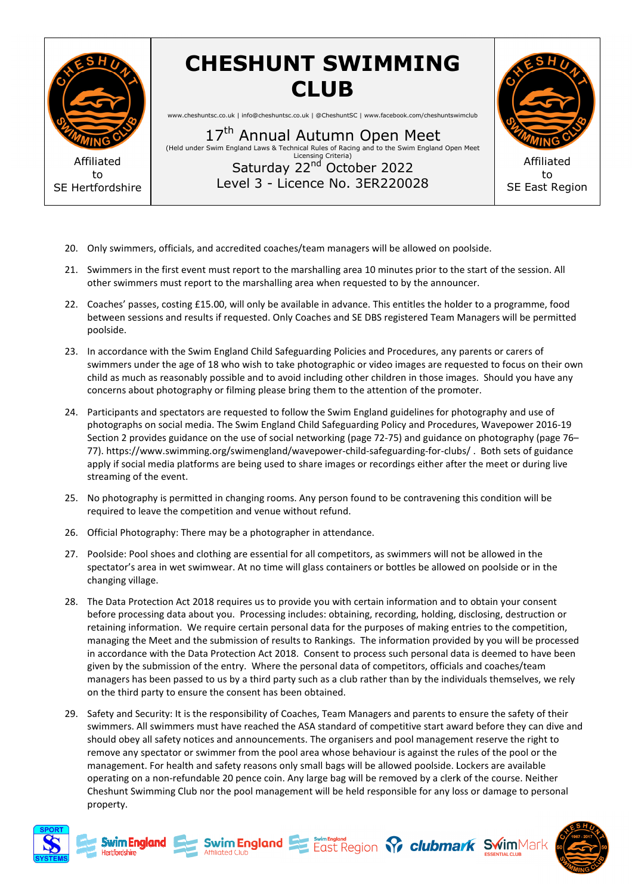20. Only swimmers, officials, and accredited coaches/team managers will be allowed on poolside.

21. Swimmers in the first event must report to the marshalling area 10 minutes prior to the start of the session. All other swimmers must report to the marshalling area when requested to by the announcer.

22. Coaches' passes, costing £15.00, will only be available in advance. This entitles the holder to a programme, food between sessions and results if requested. Only Coaches and SE DBS registered Team Managers will be permitted poolside.

23. In accordance with the Swim England Child Safeguarding Policies and Procedures, any parents or carers of swimmers under the age of 18 who wish to take photographic or video images are requested to focus on their own child as much as reasonably possible and to avoid including other children in those images. Should you have any concerns about photography or filming please bring them to the attention of the promoter.

24. Participants and spectators are requested to follow the Swim England guidelines for photography and use of photographs on social media. The Swim England Child Safeguarding Policy and Procedures, Wavepower 2016-19 Section 2 provides guidance on the use of social networking (page 72-75) and guidance on photography (page 76–77). https://www.swimming.org/swimengland/wavepower-child-safeguarding-for-clubs/ . Both sets of guidance apply if social media platforms are being used to share images or recordings either after the meet or during live streaming of the event.

25. No photography is permitted in changing rooms. Any person found to be contravening this condition will be required to leave the competition and venue without refund.

26. Official Photography: There may be a photographer in attendance.

27. Poolside: Pool shoes and clothing are essential for all competitors, as swimmers will not be allowed in the spectator's area in wet swimwear. At no time will glass containers or bottles be allowed on poolside or in the changing village.

28. The Data Protection Act 2018 requires us to provide you with certain information and to obtain your consent before processing data about you. Processing includes: obtaining, recording, holding, disclosing, destruction or retaining information. We require certain personal data for the purposes of making entries to the competition, managing the Meet and the submission of results to Rankings. The information provided by you will be processed in accordance with the Data Protection Act 2018. Consent to process such personal data is deemed to have been given by the submission of the entry. Where the personal data of competitors, officials and coaches/team managers has been passed to us by a third party such as a club rather than by the individuals themselves, we rely on the third party to ensure the consent has been obtained.

29. Safety and Security: It is the responsibility of Coaches, Team Managers and parents to ensure the safety of their swimmers. All swimmers must have reached the ASA standard of competitive start award before they can dive and should obey all safety notices and announcements. The organisers and pool management reserve the right to remove any spectator or swimmer from the pool area whose behaviour is against the rules of the pool or the management. For health and safety reasons only small bags will be allowed poolside. Lockers are available operating on a non-refundable 20 pence coin. Any large bag will be removed by a clerk of the course. Neither Cheshunt Swimming Club nor the pool management will be held responsible for any loss or damage to personal property.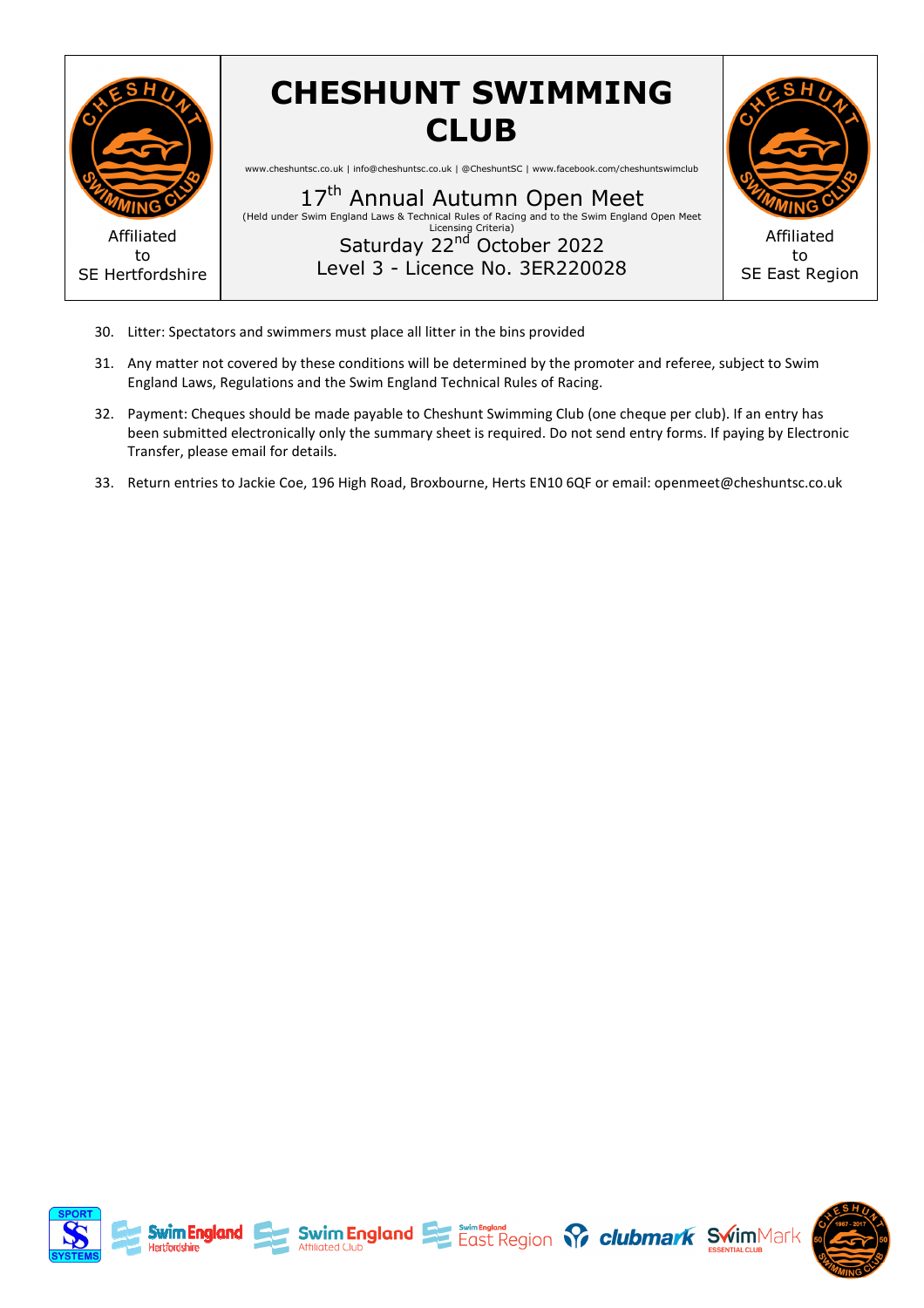30. Litter: Spectators and swimmers must place all litter in the bins provided
31. Any matter not covered by these conditions will be determined by the promoter and referee, subject to Swim England Laws, Regulations and the Swim England Technical Rules of Racing.
32. Payment: Cheques should be made payable to Cheshunt Swimming Club (one cheque per club). If an entry has been submitted electronically only the summary sheet is required. Do not send entry forms. If paying by Electronic Transfer, please email for details.
33. Return entries to Jackie Coe, 196 High Road, Broxbourne, Herts EN10 6QF or email: openmeet@cheshuntsc.co.uk